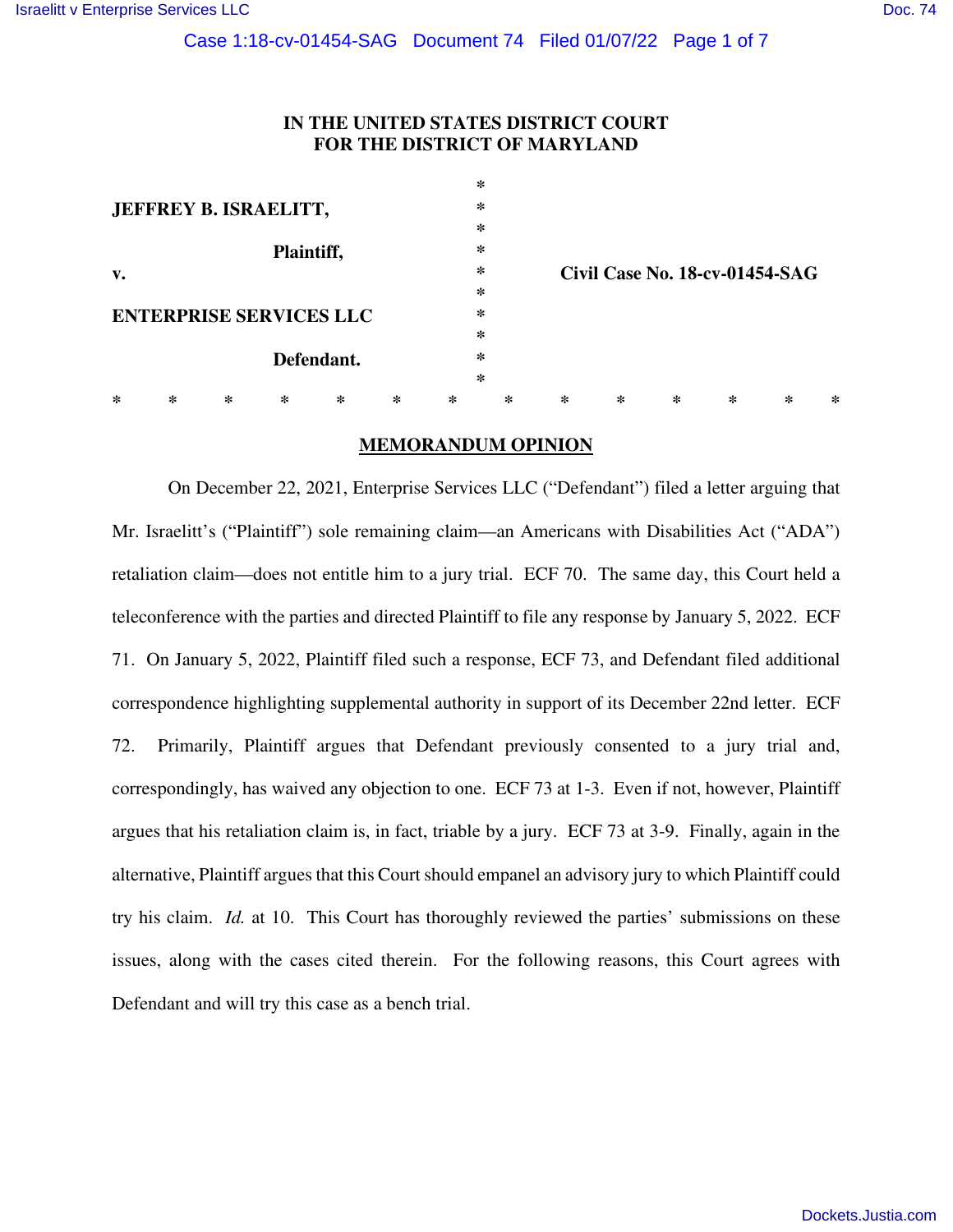**IN THE UNITED STATES DISTRICT COURT**
**FOR THE DISTRICT OF MARYLAND**

**JEFFREY B. ISRAELITT,**

**Plaintiff,**

**v.**

**ENTERPRISE SERVICES LLC**

**Defendant.**

**Civil Case No. 18-cv-01454-SAG**

\* \* \* \* \* \* \* \* \* \* \* \* \* \*

## MEMORANDUM OPINION

On December 22, 2021, Enterprise Services LLC ("Defendant") filed a letter arguing that Mr. Israelitt's ("Plaintiff") sole remaining claim—an Americans with Disabilities Act ("ADA") retaliation claim—does not entitle him to a jury trial. ECF 70. The same day, this Court held a teleconference with the parties and directed Plaintiff to file any response by January 5, 2022. ECF 71. On January 5, 2022, Plaintiff filed such a response, ECF 73, and Defendant filed additional correspondence highlighting supplemental authority in support of its December 22nd letter. ECF 72. Primarily, Plaintiff argues that Defendant previously consented to a jury trial and, correspondingly, has waived any objection to one. ECF 73 at 1-3. Even if not, however, Plaintiff argues that his retaliation claim is, in fact, triable by a jury. ECF 73 at 3-9. Finally, again in the alternative, Plaintiff argues that this Court should empanel an advisory jury to which Plaintiff could try his claim. *Id.* at 10. This Court has thoroughly reviewed the parties' submissions on these issues, along with the cases cited therein. For the following reasons, this Court agrees with Defendant and will try this case as a bench trial.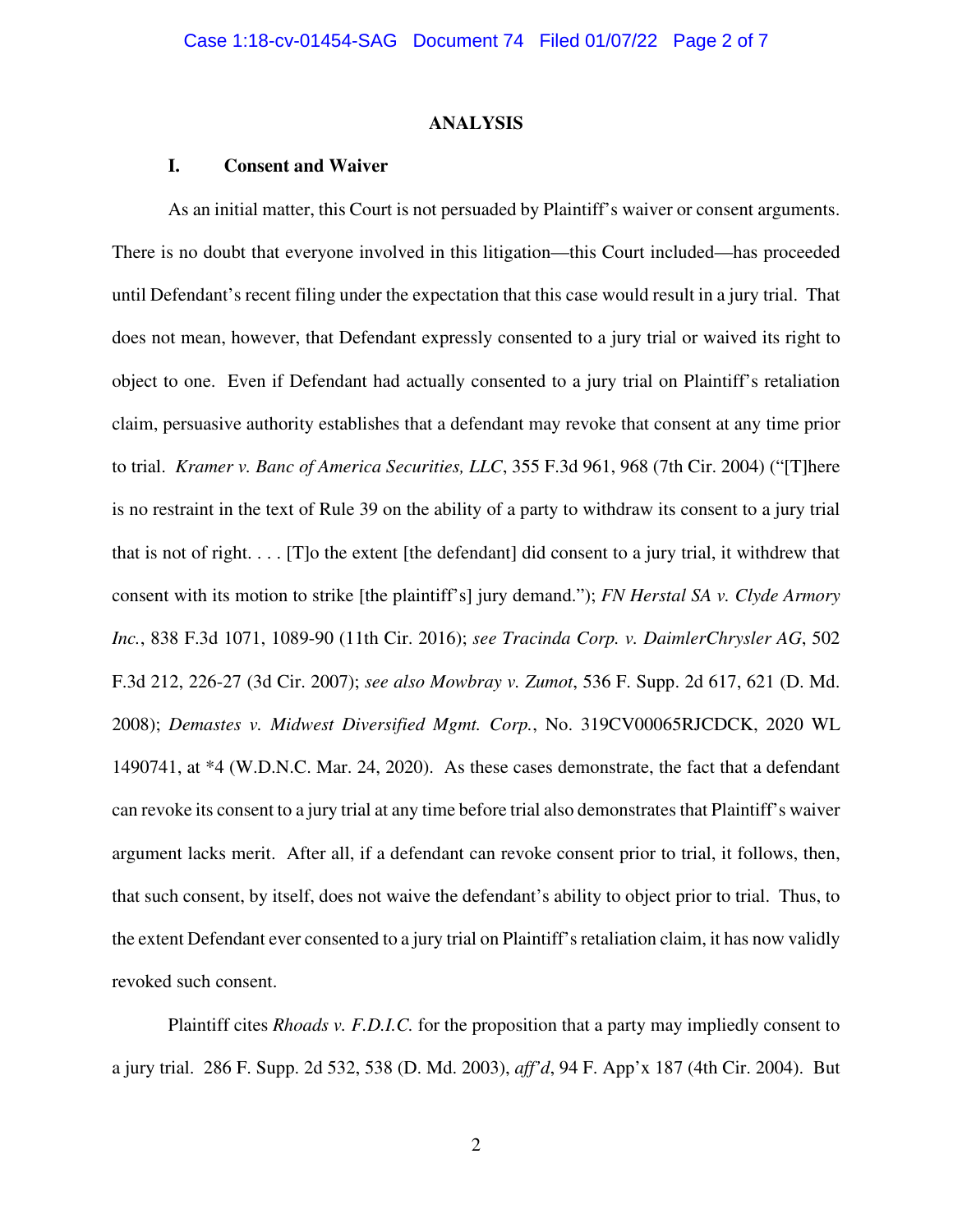## ANALYSIS

### I. Consent and Waiver

As an initial matter, this Court is not persuaded by Plaintiff's waiver or consent arguments. There is no doubt that everyone involved in this litigation—this Court included—has proceeded until Defendant's recent filing under the expectation that this case would result in a jury trial. That does not mean, however, that Defendant expressly consented to a jury trial or waived its right to object to one. Even if Defendant had actually consented to a jury trial on Plaintiff's retaliation claim, persuasive authority establishes that a defendant may revoke that consent at any time prior to trial. *Kramer v. Banc of America Securities, LLC*, 355 F.3d 961, 968 (7th Cir. 2004) ("[T]here is no restraint in the text of Rule 39 on the ability of a party to withdraw its consent to a jury trial that is not of right. . . . [T]o the extent [the defendant] did consent to a jury trial, it withdrew that consent with its motion to strike [the plaintiff's] jury demand."); *FN Herstal SA v. Clyde Armory Inc.*, 838 F.3d 1071, 1089-90 (11th Cir. 2016); *see Tracinda Corp. v. DaimlerChrysler AG*, 502 F.3d 212, 226-27 (3d Cir. 2007); *see also Mowbray v. Zumot*, 536 F. Supp. 2d 617, 621 (D. Md. 2008); *Demastes v. Midwest Diversified Mgmt. Corp.*, No. 319CV00065RJCDCK, 2020 WL 1490741, at *4 (W.D.N.C. Mar. 24, 2020). As these cases demonstrate, the fact that a defendant can revoke its consent to a jury trial at any time before trial also demonstrates that Plaintiff's waiver argument lacks merit. After all, if a defendant can revoke consent prior to trial, it follows, then, that such consent, by itself, does not waive the defendant's ability to object prior to trial. Thus, to the extent Defendant ever consented to a jury trial on Plaintiff's retaliation claim, it has now validly revoked such consent.

Plaintiff cites *Rhoads v. F.D.I.C.* for the proposition that a party may impliedly consent to a jury trial. 286 F. Supp. 2d 532, 538 (D. Md. 2003), *aff'd*, 94 F. App'x 187 (4th Cir. 2004). But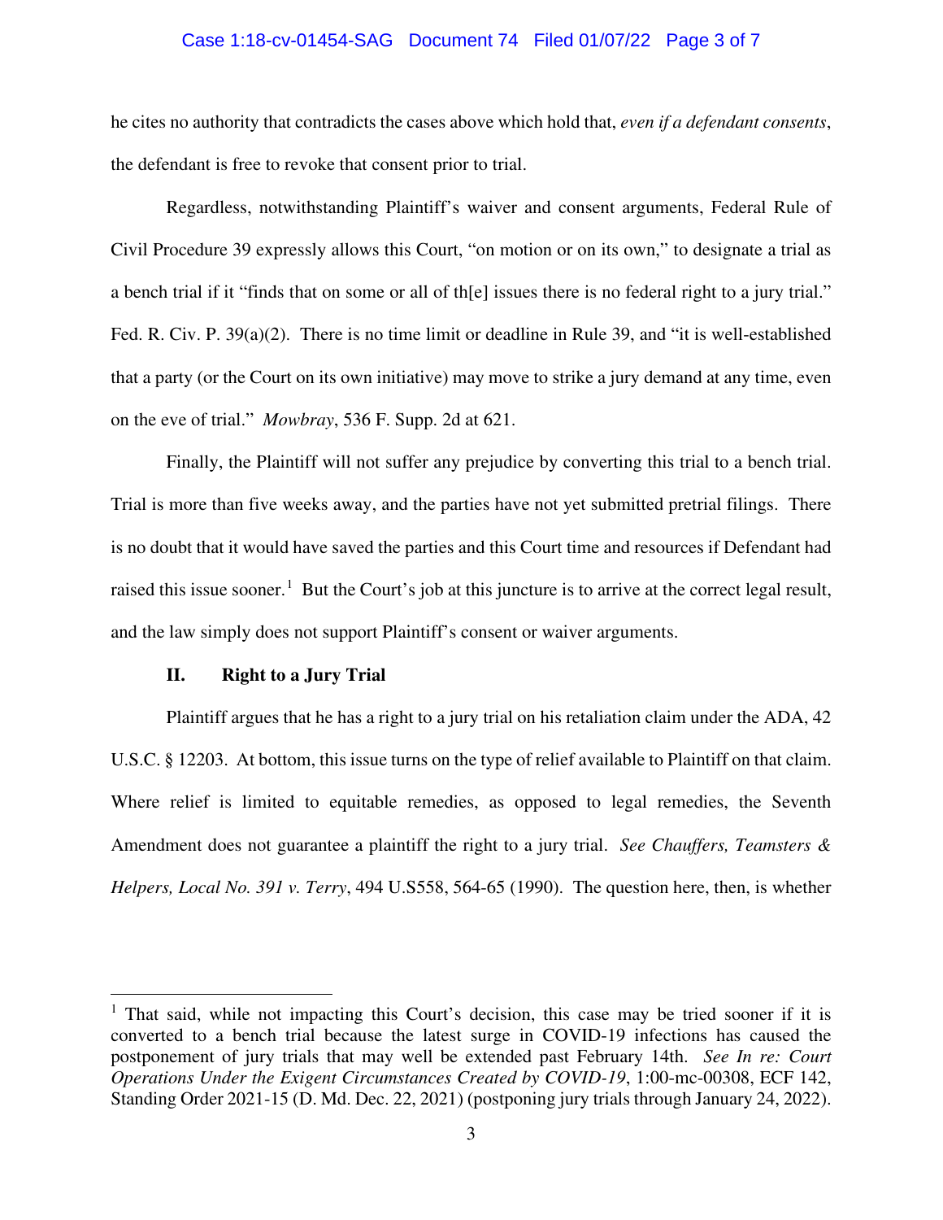he cites no authority that contradicts the cases above which hold that, *even if a defendant consents*, the defendant is free to revoke that consent prior to trial.

Regardless, notwithstanding Plaintiff's waiver and consent arguments, Federal Rule of Civil Procedure 39 expressly allows this Court, "on motion or on its own," to designate a trial as a bench trial if it "finds that on some or all of th[e] issues there is no federal right to a jury trial." Fed. R. Civ. P. 39(a)(2). There is no time limit or deadline in Rule 39, and "it is well-established that a party (or the Court on its own initiative) may move to strike a jury demand at any time, even on the eve of trial." *Mowbray*, 536 F. Supp. 2d at 621.

Finally, the Plaintiff will not suffer any prejudice by converting this trial to a bench trial. Trial is more than five weeks away, and the parties have not yet submitted pretrial filings. There is no doubt that it would have saved the parties and this Court time and resources if Defendant had raised this issue sooner.[1] But the Court's job at this juncture is to arrive at the correct legal result, and the law simply does not support Plaintiff's consent or waiver arguments.

### II. Right to a Jury Trial

Plaintiff argues that he has a right to a jury trial on his retaliation claim under the ADA, 42 U.S.C. § 12203. At bottom, this issue turns on the type of relief available to Plaintiff on that claim. Where relief is limited to equitable remedies, as opposed to legal remedies, the Seventh Amendment does not guarantee a plaintiff the right to a jury trial. *See Chauffers, Teamsters & Helpers, Local No. 391 v. Terry*, 494 U.S558, 564-65 (1990). The question here, then, is whether

---

[1] That said, while not impacting this Court's decision, this case may be tried sooner if it is converted to a bench trial because the latest surge in COVID-19 infections has caused the postponement of jury trials that may well be extended past February 14th. *See In re: Court Operations Under the Exigent Circumstances Created by COVID-19*, 1:00-mc-00308, ECF 142, Standing Order 2021-15 (D. Md. Dec. 22, 2021) (postponing jury trials through January 24, 2022).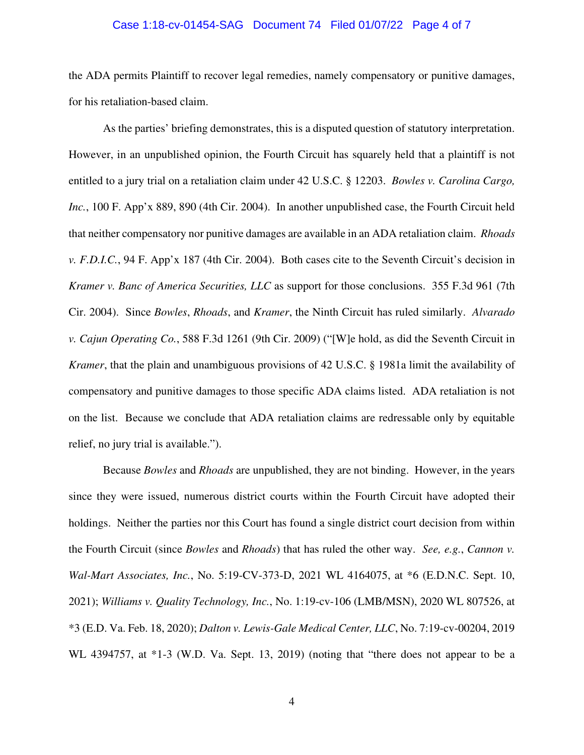the ADA permits Plaintiff to recover legal remedies, namely compensatory or punitive damages, for his retaliation-based claim.

As the parties' briefing demonstrates, this is a disputed question of statutory interpretation. However, in an unpublished opinion, the Fourth Circuit has squarely held that a plaintiff is not entitled to a jury trial on a retaliation claim under 42 U.S.C. § 12203. *Bowles v. Carolina Cargo, Inc.*, 100 F. App'x 889, 890 (4th Cir. 2004). In another unpublished case, the Fourth Circuit held that neither compensatory nor punitive damages are available in an ADA retaliation claim. *Rhoads v. F.D.I.C.*, 94 F. App'x 187 (4th Cir. 2004). Both cases cite to the Seventh Circuit's decision in *Kramer v. Banc of America Securities, LLC* as support for those conclusions. 355 F.3d 961 (7th Cir. 2004). Since *Bowles*, *Rhoads*, and *Kramer*, the Ninth Circuit has ruled similarly. *Alvarado v. Cajun Operating Co.*, 588 F.3d 1261 (9th Cir. 2009) ("[W]e hold, as did the Seventh Circuit in *Kramer*, that the plain and unambiguous provisions of 42 U.S.C. § 1981a limit the availability of compensatory and punitive damages to those specific ADA claims listed. ADA retaliation is not on the list. Because we conclude that ADA retaliation claims are redressable only by equitable relief, no jury trial is available.").

Because *Bowles* and *Rhoads* are unpublished, they are not binding. However, in the years since they were issued, numerous district courts within the Fourth Circuit have adopted their holdings. Neither the parties nor this Court has found a single district court decision from within the Fourth Circuit (since *Bowles* and *Rhoads*) that has ruled the other way. *See, e.g.*, *Cannon v. Wal-Mart Associates, Inc.*, No. 5:19-CV-373-D, 2021 WL 4164075, at *6 (E.D.N.C. Sept. 10, 2021); *Williams v. Quality Technology, Inc.*, No. 1:19-cv-106 (LMB/MSN), 2020 WL 807526, at *3 (E.D. Va. Feb. 18, 2020); *Dalton v. Lewis-Gale Medical Center, LLC*, No. 7:19-cv-00204, 2019 WL 4394757, at *1-3 (W.D. Va. Sept. 13, 2019) (noting that "there does not appear to be a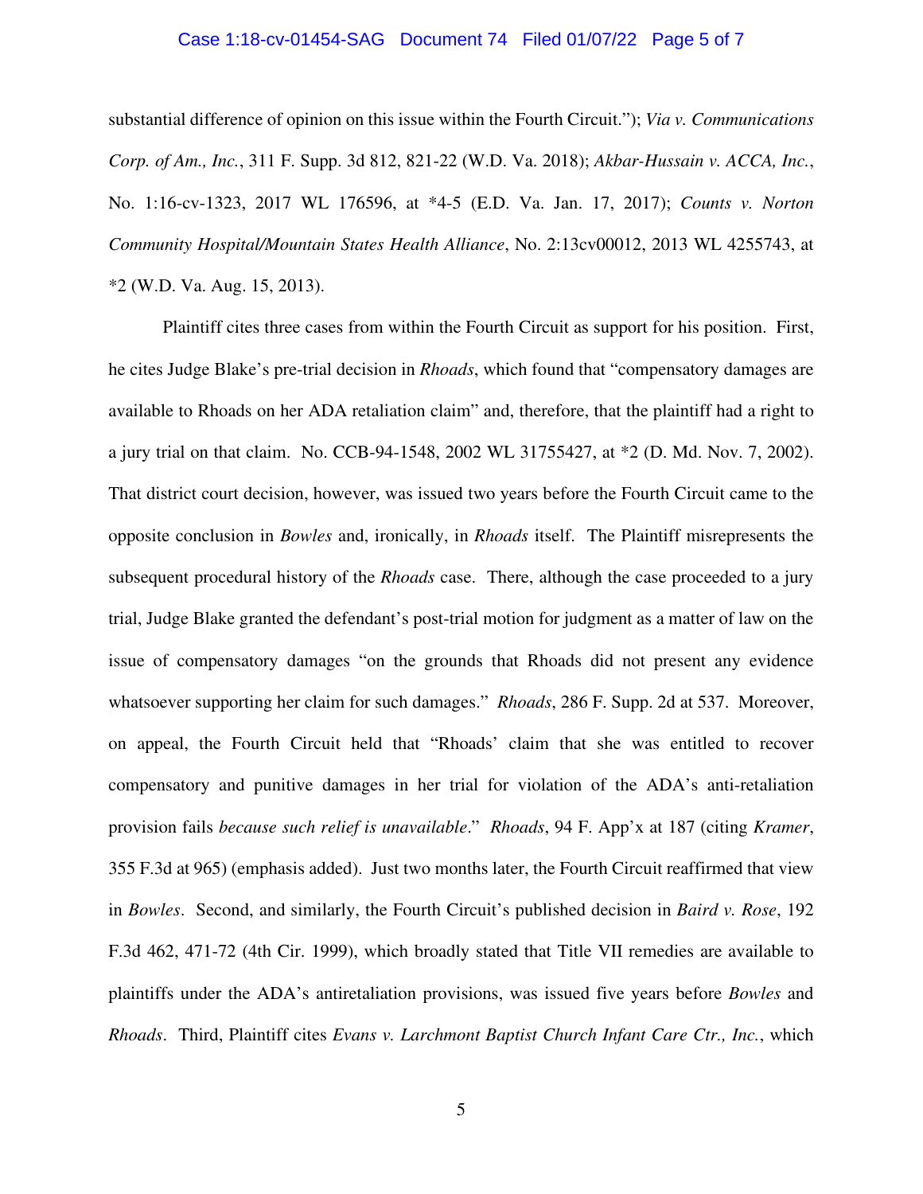substantial difference of opinion on this issue within the Fourth Circuit."); *Via v. Communications Corp. of Am., Inc.*, 311 F. Supp. 3d 812, 821-22 (W.D. Va. 2018); *Akbar-Hussain v. ACCA, Inc.*, No. 1:16-cv-1323, 2017 WL 176596, at *4-5 (E.D. Va. Jan. 17, 2017); *Counts v. Norton Community Hospital/Mountain States Health Alliance*, No. 2:13cv00012, 2013 WL 4255743, at *2 (W.D. Va. Aug. 15, 2013).

Plaintiff cites three cases from within the Fourth Circuit as support for his position. First, he cites Judge Blake's pre-trial decision in *Rhoads*, which found that "compensatory damages are available to Rhoads on her ADA retaliation claim" and, therefore, that the plaintiff had a right to a jury trial on that claim. No. CCB-94-1548, 2002 WL 31755427, at *2 (D. Md. Nov. 7, 2002). That district court decision, however, was issued two years before the Fourth Circuit came to the opposite conclusion in *Bowles* and, ironically, in *Rhoads* itself. The Plaintiff misrepresents the subsequent procedural history of the *Rhoads* case. There, although the case proceeded to a jury trial, Judge Blake granted the defendant's post-trial motion for judgment as a matter of law on the issue of compensatory damages "on the grounds that Rhoads did not present any evidence whatsoever supporting her claim for such damages." *Rhoads*, 286 F. Supp. 2d at 537. Moreover, on appeal, the Fourth Circuit held that "Rhoads' claim that she was entitled to recover compensatory and punitive damages in her trial for violation of the ADA's anti-retaliation provision fails *because such relief is unavailable*." *Rhoads*, 94 F. App'x at 187 (citing *Kramer*, 355 F.3d at 965) (emphasis added). Just two months later, the Fourth Circuit reaffirmed that view in *Bowles*. Second, and similarly, the Fourth Circuit's published decision in *Baird v. Rose*, 192 F.3d 462, 471-72 (4th Cir. 1999), which broadly stated that Title VII remedies are available to plaintiffs under the ADA's antiretaliation provisions, was issued five years before *Bowles* and *Rhoads*. Third, Plaintiff cites *Evans v. Larchmont Baptist Church Infant Care Ctr., Inc.*, which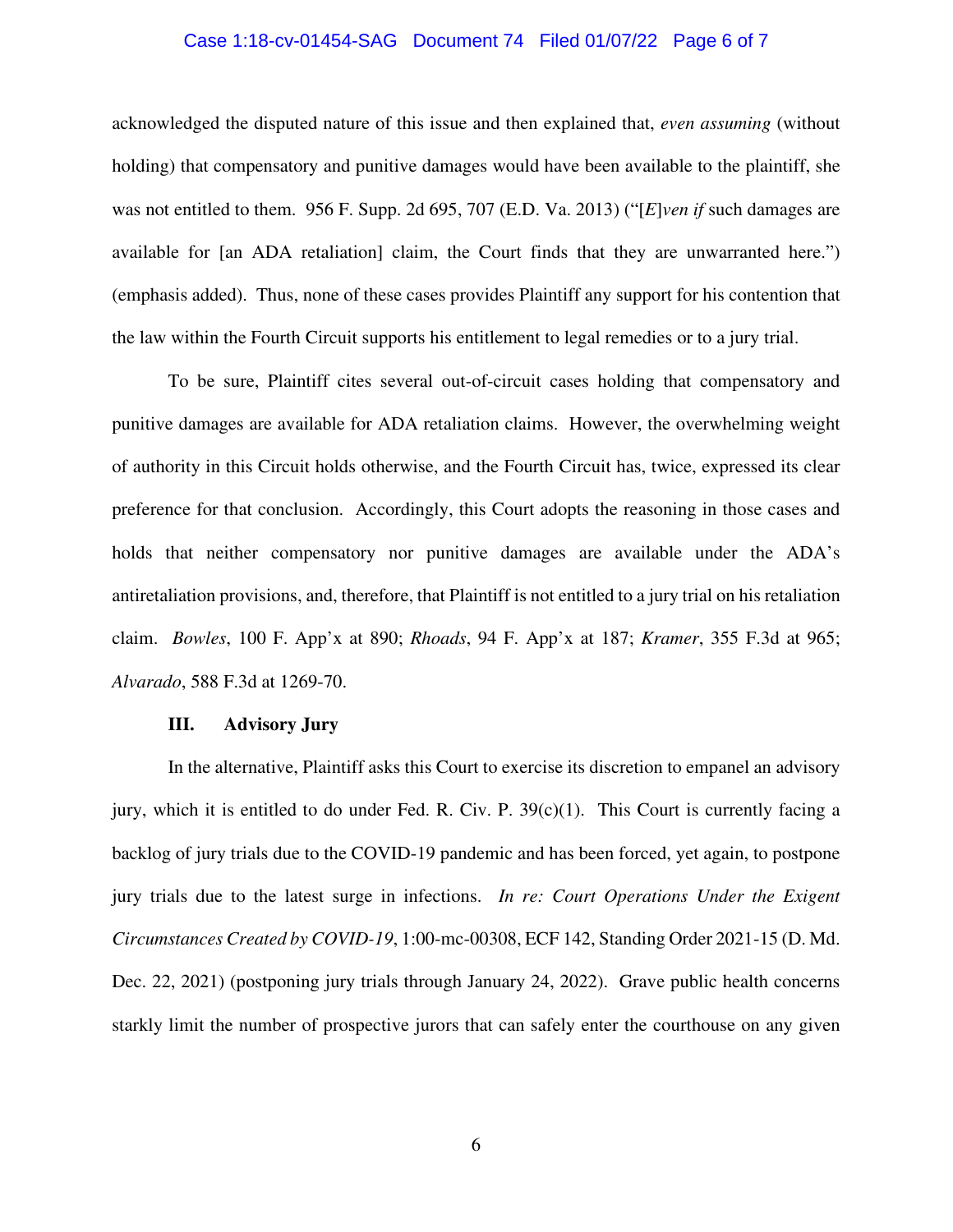acknowledged the disputed nature of this issue and then explained that, *even assuming* (without holding) that compensatory and punitive damages would have been available to the plaintiff, she was not entitled to them. 956 F. Supp. 2d 695, 707 (E.D. Va. 2013) ("[*E*]*ven if* such damages are available for [an ADA retaliation] claim, the Court finds that they are unwarranted here.") (emphasis added). Thus, none of these cases provides Plaintiff any support for his contention that the law within the Fourth Circuit supports his entitlement to legal remedies or to a jury trial.

To be sure, Plaintiff cites several out-of-circuit cases holding that compensatory and punitive damages are available for ADA retaliation claims. However, the overwhelming weight of authority in this Circuit holds otherwise, and the Fourth Circuit has, twice, expressed its clear preference for that conclusion. Accordingly, this Court adopts the reasoning in those cases and holds that neither compensatory nor punitive damages are available under the ADA's antiretaliation provisions, and, therefore, that Plaintiff is not entitled to a jury trial on his retaliation claim. *Bowles*, 100 F. App'x at 890; *Rhoads*, 94 F. App'x at 187; *Kramer*, 355 F.3d at 965; *Alvarado*, 588 F.3d at 1269-70.

### III. Advisory Jury

In the alternative, Plaintiff asks this Court to exercise its discretion to empanel an advisory jury, which it is entitled to do under Fed. R. Civ. P. 39(c)(1). This Court is currently facing a backlog of jury trials due to the COVID-19 pandemic and has been forced, yet again, to postpone jury trials due to the latest surge in infections. *In re: Court Operations Under the Exigent Circumstances Created by COVID-19*, 1:00-mc-00308, ECF 142, Standing Order 2021-15 (D. Md. Dec. 22, 2021) (postponing jury trials through January 24, 2022). Grave public health concerns starkly limit the number of prospective jurors that can safely enter the courthouse on any given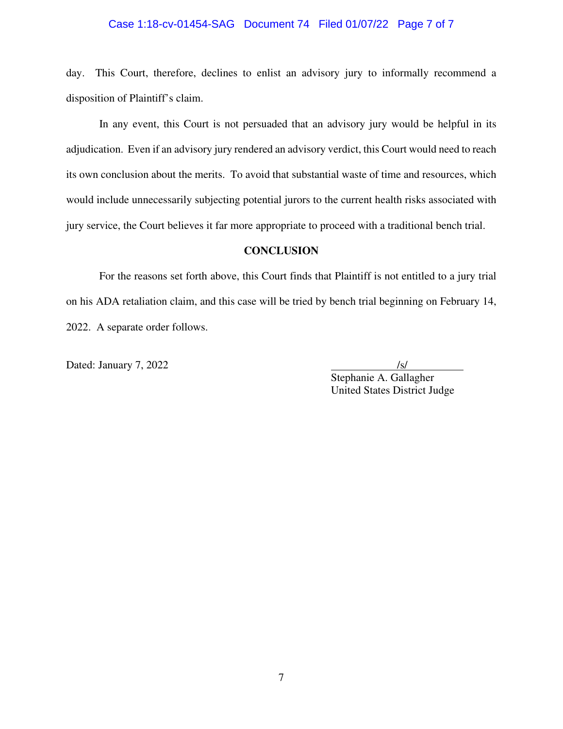day. This Court, therefore, declines to enlist an advisory jury to informally recommend a disposition of Plaintiff's claim.

In any event, this Court is not persuaded that an advisory jury would be helpful in its adjudication. Even if an advisory jury rendered an advisory verdict, this Court would need to reach its own conclusion about the merits. To avoid that substantial waste of time and resources, which would include unnecessarily subjecting potential jurors to the current health risks associated with jury service, the Court believes it far more appropriate to proceed with a traditional bench trial.

**CONCLUSION**

For the reasons set forth above, this Court finds that Plaintiff is not entitled to a jury trial on his ADA retaliation claim, and this case will be tried by bench trial beginning on February 14, 2022. A separate order follows.

Dated: January 7, 2022

/s/
Stephanie A. Gallagher
United States District Judge